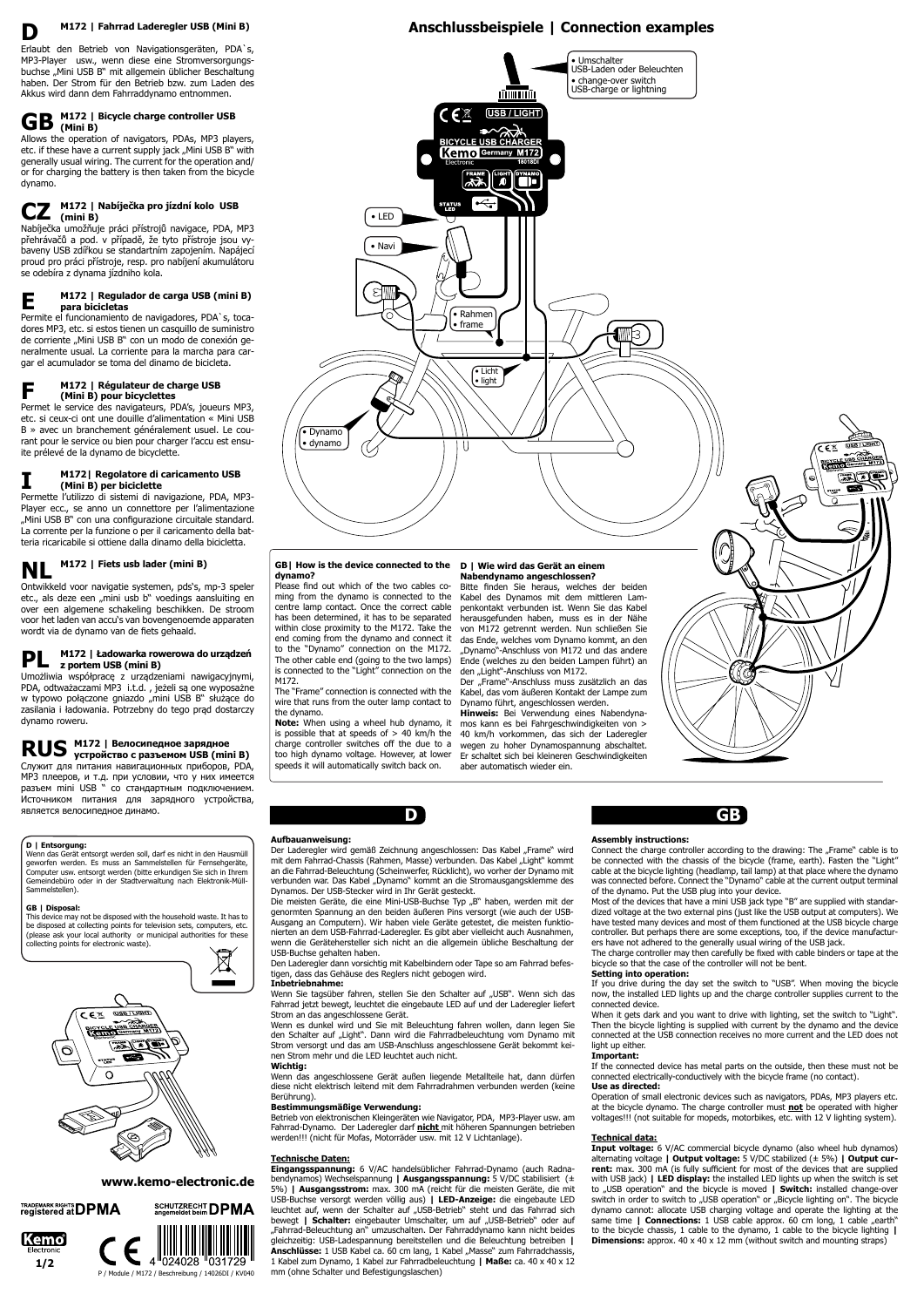# D M172 | Fahrrad Laderegler USB (Mini B)

Erlaubt den Betrieb von Navigationsgeräten, PDA`s, MP3-Player usw., wenn diese eine Stromversorgungsbuchse „Mini USB B" mit allgemein üblicher Beschaltung haben. Der Strom für den Betrieb bzw. zum Laden des Akkus wird dann dem Fahrraddynamo entnommen.

# GB M172 | Bicycle charge controller USB (Mini B)

Allows the operation of navigators, PDAs, MP3 players, etc. if these have a current supply jack „Mini USB B" with generally usual wiring. The current for the operation and/or for charging the battery is then taken from the bicycle dynamo.

# CZ M172 | Nabíječka pro jízdní kolo USB (mini B)

Nabíječka umožňuje práci přístrojů navigace, PDA, MP3 přehrávačů a pod. v případě, že tyto přístroje jsou vybaveny USB zdířkou se standartním zapojením. Napájecí proud pro práci přístroje, resp. pro nabíjení akumulátoru se odebíra z dynama jízdního kola.

# E M172 | Regulador de carga USB (mini B) para bicicletas

Permite el funcionamiento de navigadores, PDA`s, tocadores MP3, etc. si estos tienen un casquillo de suministro de corriente „Mini USB B" con un modo de conexión generalmente usual. La corriente para la marcha para cargar el acumulador se toma del dinamo de bicicleta.

# F M172 | Régulateur de charge USB (Mini B) pour bicyclettes

Permet le service des navigateurs, PDA's, joueurs MP3, etc. si ceux-ci ont une douille d'alimentation « Mini USB B » avec un branchement généralement usuel. Le courant pour le service ou bien pour charger l'accu est ensuite prélevé de la dynamo de bicyclette.

# I M172| Regolatore di caricamento USB (Mini B) per biciclette

Permette l'utilizzo di sistemi di navigazione, PDA, MP3-Player ecc., se anno un connettore per l'alimentazione „Mini USB B" con una configurazione circuitale standard. La corrente per la funzione o per il caricamento della batteria ricaricabile si ottiene dalla dinamo della bicicletta.

# NL M172 | Fiets usb lader (mini B)

Ontwikkeld voor navigatie systemen, pds's, mp-3 speler etc., als deze een „mini usb b" voedings aansluiting en over een algemene schakeling beschikken. De stroom voor het laden van accu's van bovengenoemde apparaten wordt via de dynamo van de fiets gehaald.

# PL M172 | Ładowarka rowerowa do urządzeń z portem USB (mini B)

Umożliwia współpracę z urządzeniami nawigacyjnymi, PDA, odtważaczami MP3 i.t.d. , jeżeli są one wyposażne w typowo połączone gniazdo „mini USB B" służące do zasilania i ładowania. Potrzebny do tego prąd dostarczy dynamo roweru.

# RUS M172 | Велосипедное зарядное устройство с разъемом USB (mini B)

Служит для питания навигационных приборов, PDA, МР3 плееров, и т.д. при условии, что у них имеется разъем mini USB " со стандартным подключением. Источником питания для зарядного устройства, является велосипедное динамо.

**D | Entsorgung:**
Wenn das Gerät entsorgt werden soll, darf es nicht in den Hausmüll geworfen werden. Es muss an Sammelstellen für Fernsehgeräte, Computer usw. entsorgt werden (bitte erkundigen Sie sich in Ihrem Gemeindebüro oder in der Stadtverwaltung nach Elektronik-Müll-Sammelstellen).

**GB | Disposal:**
This device may not be disposed with the household waste. It has to be disposed at collecting points for television sets, computers, etc. (please ask your local authority or municipal authorities for these collecting points for electronic waste).

www.kemo-electronic.de

TRADEMARK RIGHTS registered at DPMA — SCHUTZRECHT angemeldet beim DPMA

P / Module / M172 / Beschreibung / 14026DI / KV040

# Anschlussbeispiele | Connection examples

- Umschalter USB-Laden oder Beleuchten
- change-over switch USB-charge or lightning

- LED
- Navi
- Rahmen
- frame
- Licht
- light
- Dynamo
- dynamo

## GB| How is the device connected to the dynamo?

Please find out which of the two cables coming from the dynamo is connected to the centre lamp contact. Once the correct cable has been determined, it has to be separated within close proximity to the M172. Take the end coming from the dynamo and connect it to the "Dynamo" connection on the M172. The other cable end (going to the two lamps) is connected to the "Light" connection on the M172.

The "Frame" connection is connected with the wire that runs from the outer lamp contact to the dynamo.

**Note:** When using a wheel hub dynamo, it is possible that at speeds of > 40 km/h the charge controller switches off the due to a too high dynamo voltage. However, at lower speeds it will automatically switch back on.

## D | Wie wird das Gerät an einem Nabendynamo angeschlossen?

Bitte finden Sie heraus, welches der beiden Kabel des Dynamos mit dem mittleren Lampenkontakt verbunden ist. Wenn Sie das Kabel herausgefunden haben, muss es in der Nähe von M172 getrennt werden. Nun schließen Sie das Ende, welches vom Dynamo kommt, an den „Dynamo"-Anschluss von M172 und das andere Ende (welches zu den beiden Lampen führt) an den „Light"-Anschluss von M172.

Der „Frame"-Anschluss muss zusätzlich an das Kabel, das vom äußeren Kontakt der Lampe zum Dynamo führt, angeschlossen werden.

**Hinweis:** Bei Verwendung eines Nabendynamos kann es bei Fahrgeschwindigkeiten von > 40 km/h vorkommen, dass sich der Laderegler wegen zu hoher Dynamospannung abschaltet. Er schaltet sich bei kleineren Geschwindigkeiten aber automatisch wieder ein.

# D

**Aufbauanweisung:**
Der Laderegler wird gemäß Zeichnung angeschlossen: Das Kabel „Frame" wird mit dem Fahrrad-Chassis (Rahmen, Masse) verbunden. Das Kabel „Light" kommt an die Fahrrad-Beleuchtung (Scheinwerfer, Rücklicht), wo vorher der Dynamo mit verbunden war. Das Kabel „Dynamo" kommt an die Stromausgangsklemme des Dynamos. Der USB-Stecker wird in Ihr Gerät gesteckt.

Die meisten Geräte, die eine Mini-USB-Buchse Typ „B" haben, werden mit der genormten Spannung an den beiden äußeren Pins versorgt (wie auch der USB-Ausgang an Computern). Wir haben viele Geräte getestet, die meisten funktionierten an dem USB-Fahrrad-Laderegler. Es gibt aber vielleicht auch Ausnahmen, wenn die Gerätehersteller sich nicht an die allgemein übliche Beschaltung der USB-Buchse gehalten haben.

Den Laderegler dann vorsichtig mit Kabelbindern oder Tape so am Fahrrad befestigen, dass das Gehäuse des Reglers nicht gebogen wird.

**Inbetriebnahme:**
Wenn Sie tagsüber fahren, stellen Sie den Schalter auf „USB". Wenn sich das Fahrrad jetzt bewegt, leuchtet die eingebaute LED auf und der Laderegler liefert Strom an das angeschlossene Gerät.

Wenn es dunkel wird und Sie mit Beleuchtung fahren wollen, dann legen Sie den Schalter auf „Light". Dann wird die Fahrradbeleuchtung vom Dynamo mit Strom versorgt und das am USB-Anschluss angeschlossene Gerät bekommt keinen Strom mehr und die LED leuchtet auch nicht.

**Wichtig:**
Wenn das angeschlossene Gerät außen liegende Metallteile hat, dann dürfen diese nicht elektrisch leitend mit dem Fahrradrahmen verbunden werden (keine Berührung).

**Bestimmungsmäßige Verwendung:**
Betrieb von elektronischen Kleingeräten wie Navigator, PDA, MP3-Player usw. am Fahrrad-Dynamo. Der Laderegler darf **nicht** mit höheren Spannungen betrieben werden!!! (nicht für Mofas, Motorräder usw. mit 12 V Lichtanlage).

**Technische Daten:**
**Eingangsspannung:** 6 V/AC handelsüblicher Fahrrad-Dynamo (auch Radnabendynamos) Wechselspannung **| Ausgangsspannung:** 5 V/DC stabilisiert (± 5%) **| Ausgangsstrom:** max. 300 mA (reicht für die meisten Geräte, die mit USB-Buchse versorgt werden völlig aus) **| LED-Anzeige:** die eingebaute LED leuchtet auf, wenn der Schalter auf „USB-Betrieb" steht und das Fahrrad sich bewegt **| Schalter:** eingebauter Umschalter, um auf „USB-Betrieb" oder auf „Fahrrad-Beleuchtung an" umzuschalten. Der Fahrraddynamo kann nicht beides gleichzeitig: USB-Ladespannung bereitstellen und die Beleuchtung betreiben **| Anschlüsse:** 1 USB Kabel ca. 60 cm lang, 1 Kabel „Masse" zum Fahrradchassis, 1 Kabel zum Dynamo, 1 Kabel zur Fahrradbeleuchtung **| Maße:** ca. 40 x 40 x 12 mm (ohne Schalter und Befestigungslaschen)

# GB

**Assembly instructions:**
Connect the charge controller according to the drawing: The „Frame" cable is to be connected with the chassis of the bicycle (frame, earth). Fasten the "Light" cable at the bicycle lighting (headlamp, tail lamp) at that place where the dynamo was connected before. Connect the "Dynamo" cable at the current output terminal of the dynamo. Put the USB plug into your device.

Most of the devices that have a mini USB jack type "B" are supplied with standardized voltage at the two external pins (just like the USB output at computers). We have tested many devices and most of them functioned at the USB bicycle charge controller. But perhaps there are some exceptions, too, if the device manufacturers have not adhered to the generally usual wiring of the USB jack.

The charge controller may then carefully be fixed with cable binders or tape at the bicycle so that the case of the controller will not be bent.

**Setting into operation:**
If you drive during the day set the switch to "USB". When moving the bicycle now, the installed LED lights up and the charge controller supplies current to the connected device.

When it gets dark and you want to drive with lighting, set the switch to "Light". Then the bicycle lighting is supplied with current by the dynamo and the device connected at the USB connection receives no more current and the LED does not light up either.

**Important:**
If the connected device has metal parts on the outside, then these must not be connected electrically-conductively with the bicycle frame (no contact).

**Use as directed:**
Operation of small electronic devices such as navigators, PDAs, MP3 players etc. at the bicycle dynamo. The charge controller must **not** be operated with higher voltages!!! (not suitable for mopeds, motorbikes, etc. with 12 V lighting system).

**Technical data:**
**Input voltage:** 6 V/AC commercial bicycle dynamo (also wheel hub dynamos) alternating voltage **| Output voltage:** 5 V/DC stabilized (± 5%) **| Output current:** max. 300 mA (is fully sufficient for most of the devices that are supplied with USB jack) **| LED display:** the installed LED lights up when the switch is set to „USB operation" and the bicycle is moved **| Switch:** installed change-over switch in order to switch to „USB operation" or „Bicycle lighting on". The bicycle dynamo cannot: allocate USB charging voltage and operate the lighting at the same time **| Connections:** 1 USB cable approx. 60 cm long, 1 cable „earth" to the bicycle chassis, 1 cable to the dynamo, 1 cable to the bicycle lighting **| Dimensions:** approx. 40 x 40 x 12 mm (without switch and mounting straps)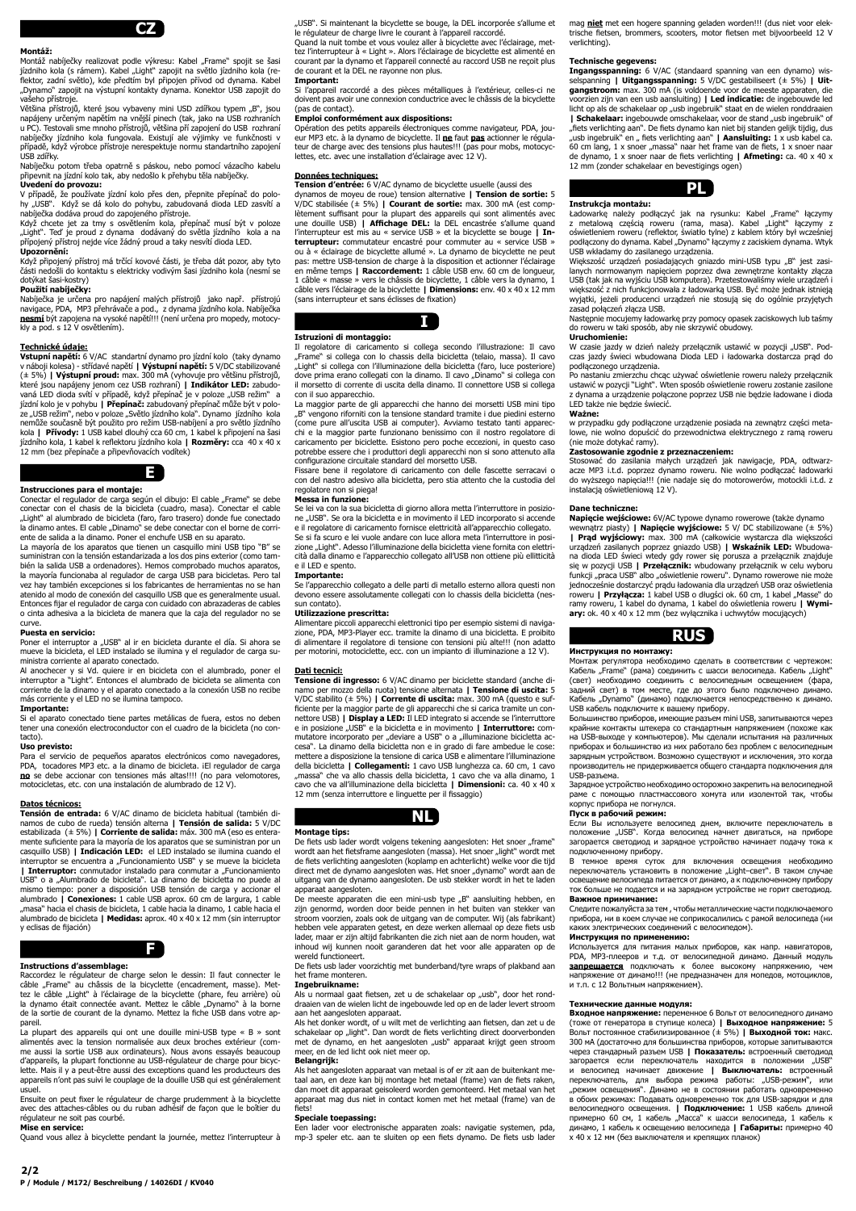## CZ

**Montáž:**
Montáž nabíječky realizovat podle výkresu: Kabel „Frame" spojit se šasi jízdního kola (s rámem). Kabel „Light" zapojit na světlo jízdního kola (reflektor, zadní světlo), kde předtím byl připojen přívod od dynama. Kabel „Dynamo" zapojit na výstupní kontakty dynama. Konektor USB zapojit do vašeho přístroje.

Většina přístrojů, které jsou vybaveny mini USD zdířkou typem „B", jsou napájeny určeným napětím na vnější pinech (tak, jako na USB rozhraních u PC). Testovali sme mnoho přístrojů, většina při zapojení do USB rozhraní nabíječky jízdního kola fungovala. Existují ale výjimky ve funkčnosti v případě, když výrobce přístroje nerespektuje normu standartního zapojení USB zdířky.

Nabíječku potom třeba opatrně s páskou, nebo pomocí vázacího kabelu připevnit na jízdní kolo tak, aby nedošlo k přehybu těla nabíječky.

**Uvedení do provozu:**
V případě, že používate jízdní kolo přes den, přepnite přepínač do polohy „USB". Když se dá kolo do pohybu, zabudovaná dioda LED zasvítí a nabíječka dodává proud do zapojeného přístroje.

Když chcete jet za tmy s osvětlením kola, přepínač musí být v poloze „Light". Teď je proud z dynama dodávaný do světla jízdního kola a na připojený přístroj nejde více žádný proud a taky nesvítí dioda LED.

**Upozornění:**
Když připojený přístroj má trčící kovové části, je třeba dát pozor, aby tyto části nedošli do kontaktu s elektricky vodivým šasi jízdního kola (nesmí se dotýkat šasi-kostry)

**Použití nabíječky:**
Nabíječka je určena pro napájení malých přístrojů jako např. přístrojů navigace, PDA, MP3 přehrávače a pod., z dynama jízdního kola. Nabíječka **nesmí** být zapojena na vysoké napětí!!! (není určena pro mopedy, motocykly a pod. s 12 V osvětlením).

**Technické údaje:**
**Vstupní napětí:** 6 V/AC standartní dynamo pro jízdní kolo (taky dynamo v náboji kolesa) - střídavé napětí **| Výstupní napětí:** 5 V/DC stabilizované (± 5%) **| Výstupní proud:** max. 300 mA (vyhovuje pro většinu přístrojů, které jsou napájeny jenom cez USB rozhraní) **| Indikátor LED:** zabudovaná LED dioda svítí v případě, když přepínač je v poloze „USB režim" a jízdní kolo je v pohybu **| Přepínač:** zabudovaný přepínač může být v poloze „USB režim", nebo v poloze „Světlo jízdního kola". Dynamo jízdního kola nemůže současně být použito pro režim USB-nabíjení a pro světlo jízdního kola **| Přívody:** 1 USB kabel dlouhý cca 60 cm, 1 kabel k připojení na šasi jízdního kola, 1 kabel k reflektoru jízdního kola **| Rozměry:** cca 40 x 40 x 12 mm (bez přepínače a připevňovacích voditek)

## E

**Instrucciones para el montaje:**
Conectar el regulador de carga según el dibujo: El cable „Frame" se debe conectar con el chasis de la bicicleta (cuadro, masa). Conectar el cable „Light" al alumbrado de bicicleta (faro, faro trasero) donde fue conectado la dinamo antes. El cable „Dinamo" se debe conectar con el borne de corriente de salida a la dinamo. Poner el enchufe USB en su aparato.

La mayoría de los aparatos que tienen un casquillo mini USB tipo "B" se suministran con la tensión estandarizada a los dos pins exterior (como también la salida USB a ordenadores). Hemos comprobado muchos aparatos, la mayoría funcionaba al regulador de carga USB para bicicletas. Pero tal vez hay también excepciones si los fabricantes de herramientas no se han atenido al modo de conexión del casquillo USB que es generalmente usual. Entonces fijar el regulador de carga con cuidado con abrazaderas de cables o cinta adhesiva a la bicicleta de manera que la caja del regulador no se curve.

**Puesta en servicio:**
Poner el interruptor a „USB" al ir en bicicleta durante el día. Si ahora se mueve la bicicleta, el LED instalado se ilumina y el regulador de carga suministra corriente al aparato conectado.

Al anochecer y si Vd. quiere ir en bicicleta con el alumbrado, poner el interruptor a "Light". Entonces el alumbrado de bicicleta se alimenta con corriente de la dinamo y el aparato conectado a la conexión USB no recibe más corriente y el LED no se ilumina tampoco.

**Importante:**
Si el aparato conectado tiene partes metálicas de fuera, estos no deben tener una conexión electroconductor con el cuadro de la bicicleta (no contacto).

**Uso previsto:**
Para el servicio de pequeños aparatos electrónicos como navegadores, PDA, tocadores MP3 etc. a la dinamo de bicicleta. ¡El regulador de carga **no** se debe accionar con tensiones más altas!!! (no para velomotores, motocicletas, etc. con una instalación de alumbrado de 12 V).

**Datos técnicos:**
**Tensión de entrada:** 6 V/AC dinamo de bicicleta habitual (también dinamos de cubo de rueda) tensión alterna **| Tensión de salida:** 5 V/DC estabilizada (± 5%) **| Corriente de salida:** máx. 300 mA (eso es enteramente suficiente para la mayoría de los aparatos que se suministran por un casquillo USB) **| Indicación LED:** el LED instalado se ilumina cuando el interruptor se encuentra a „Funcionamiento USB" y se mueve la bicicleta **| Interruptor:** conmutador instalado para conmutar a „Funcionamiento USB" o a „Alumbrado de bicicleta". La dinamo de bicicleta no puede al mismo tiempo: poner a disposición USB tensión de carga y accionar el alumbrado **| Conexiones:** 1 cable USB aprox. 60 cm de largura, 1 cable „masa" hacia el chasis de bicicleta, 1 cable hacia la dinamo, 1 cable hacia el alumbrado de bicicleta **| Medidas:** aprox. 40 x 40 x 12 mm (sin interruptor y eclisas de fijación)

## F

**Instructions d'assemblage:**
Raccordez le régulateur de charge selon le dessin: Il faut connecter le câble „Frame" au châssis de la bicyclette (encadrement, masse). Mettez le câble „Light" à l'éclairage de la bicyclette (phare, feu arrière) où la dynamo était connectée avant. Mettez le câble „Dynamo" à la borne de la sortie de courant de la dynamo. Mettez la fiche USB dans votre appareil.

La plupart des appareils qui ont une douille mini-USB type « B » sont alimentés avec la tension normalisée aux deux broches extérieur (comme aussi la sortie USB aux ordinateurs). Nous avons essayés beaucoup d'appareils, la plupart fonctionne au USB-régulateur de charge pour bicyclette. Mais il y a peut-être aussi des exceptions quand les producteurs des appareils n'ont pas suivi le couplage de la douille USB qui est généralement usuel.

Ensuite on peut fixer le régulateur de charge prudemment à la bicyclette avec des attaches-câbles ou du ruban adhésif de façon que le boîtier du régulateur ne soit pas courbé.

**Mise en service:**
Quand vous allez à bicyclette pendant la journée, mettez l'interrupteur à „USB". Si maintenant la bicyclette se bouge, la DEL incorporée s'allume et le régulateur de charge livre le courant à l'appareil raccordé.

Quand la nuit tombe et vous voulez aller à bicyclette avec l'éclairage, mettez l'interrupteur à « Light ». Alors l'éclairage de bicyclette est alimenté en courant par la dynamo et l'appareil connecté au raccord USB ne reçoit plus de courant et la DEL ne rayonne non plus.

**Important:**
Si l'appareil raccordé a des pièces métalliques à l'extérieur, celles-ci ne doivent pas avoir une connexion conductrice avec le châssis de la bicyclette (pas de contact).

**Emploi conformément aux dispositions:**
Opération des petits appareils électroniques comme navigateur, PDA, joueur MP3 etc. à la dynamo de bicyclette. Il **ne** faut **pas** actionner le régulateur de charge avec des tensions plus hautes!!! (pas pour mobs, motocyclettes, etc. avec une installation d'éclairage avec 12 V).

**Données techniques:**
**Tension d'entrée:** 6 V/AC dynamo de bicyclette usuelle (aussi des dynamos de moyeu de roue) tension alternative **| Tension de sortie:** 5 V/DC stabilisée (± 5%) **| Courant de sortie:** max. 300 mA (est complètement suffisant pour la plupart des appareils qui sont alimentés avec une douille USB) **| Affichage DEL:** la DEL encastrée s'allume quand l'interrupteur est mis au « service USB » et la bicyclette se bouge **| Interrupteur:** commutateur encastré pour commuter au « service USB » ou à « éclairage de bicyclette allumé ». La dynamo de bicyclette ne peut pas: mettre USB-tension de charge à la disposition et actionner l'éclairage en même temps **| Raccordement:** 1 câble USB env. 60 cm de longueur, 1 câble « masse » vers le châssis de bicyclette, 1 câble vers la dynamo, 1 câble vers l'éclairage de la bicyclette **| Dimensions:** env. 40 x 40 x 12 mm (sans interrupteur et sans éclisses de fixation)

## I

**Istruzioni di montaggio:**
Il regolatore di caricamento si collega secondo l'illustrazione: Il cavo „Frame" si collega con il chassis della bicicletta (telaio, massa). Il cavo „Light" si collega con l'illuminazione della bicicletta (faro, luce posteriore) dove prima erano collegati con la dinamo. Il cavo „Dinamo" si collega con il morsetto di corrente di uscita della dinamo. Il connettore USB si collega con il suo apparecchio.

La maggior parte de gli apparecchi che hanno dei morsetti USB mini tipo „B" vengono riforniti con la tensione standard tramite i due piedini esterno (come pure all'uscita USB ai computer). Avviamo testato tanti apparecchi e la maggior parte funzionano benissimo con il nostro regolatore di caricamento per biciclette. Esistono pero poche eccezioni, in questo caso potrebbe essere che i produttori degli apparecchi non si sono attenuto alla configurazione circuitale standard del morsetto USB.

Fissare bene il regolatore di caricamento con delle fascette serracavi o con del nastro adesivo alla bicicletta, pero stia attento che la custodia del regolatore non si piega!

**Messa in funzione:**
Se lei va con la sua bicicletta di giorno allora metta l'interruttore in posizione „USB". Se ora la bicicletta e in movimento il LED incorporato si accende e il regolatore di caricamento fornisce elettricità all'apparecchio collegato.

Se si fa scuro e lei vuole andare con luce allora metta l'interruttore in posizione „Light". Adesso l'illuminazione della bicicletta viene fornita con elettricità dalla dinamo e l'apparecchio collegato all'USB non ottiene più elitticità e il LED e spento.

**Importante:**
Se l'apparecchio collegato a delle parti di metallo esterno allora questi non devono essere assolutamente collegati con lo chassis della bicicletta (nessun contato).

**Utilizzazione prescritta:**
Alimentare piccoli apparecchi elettronici tipo per esempio sistemi di navigazione, PDA, MP3-Player ecc. tramite la dinamo di una bicicletta. È proibito di alimentare il regolatore di tensione con tensioni più alte!!! (non adatto per motorini, motociclette, ecc. con un impianto di illuminazione a 12 V).

**Dati tecnici:**
**Tensione di ingresso:** 6 V/AC dinamo per biciclette standard (anche dinamo per mozzo della ruota) tensione alternata **| Tensione di uscita:** 5 V/DC stabilito (± 5%) **| Corrente di uscita:** max. 300 mA (questo e sufficiente per la maggior parte de gli apparecchi che si carica tramite un connettore USB) **| Display a LED:** Il LED integrato si accende se l'interrutore e in posizione „USB" e la bicicletta e in movimento **| Interruttore:** commutatore incorporato per „deviare a USB" o a „illuminazione bicicletta accesa". La dinamo della bicicletta non è in grado di fare ambedue le cose: mettere a disposizione la tensione di carica USB e alimentare l'illuminazione della bicicletta **| Collegamenti:** 1 cavo USB lunghezza ca. 60 cm, 1 cavo „massa" che va allo chassis della bicicletta, 1 cavo che va alla dinamo, 1 cavo che va all'illuminazione della bicicletta **| Dimensioni:** ca. 40 x 40 x 12 mm (senza interruttore e linguette per il fissaggio)

## NL

**Montage tips:**
De fiets usb lader wordt volgens tekening aangesloten: Het snoer „frame" wordt aan het fietsframe aangesloten (massa). Het snoer „light" wordt met de fiets verlichting aangesloten (koplamp en achterlicht) welke voor die tijd direct met de dynamo aangesloten was. Het snoer „dynamo" wordt aan de uitgang van de dynamo aangesloten. De usb stekker wordt in het te laden apparaat aangesloten.

De meeste apparaten die een mini-usb type „B" aansluiting hebben, en zijn genormd, worden door beide pennen in het buiten van stekker van stroom voorzien, zoals ook de uitgang van de computer. Wij (als fabrikant) hebben vele apparaten getest, en deze werken allemaal op deze fiets usb lader, maar er zijn altijd fabrikanten die zich niet aan de norm houden, wat inhoud wij kunnen nooit garanderen dat het voor alle apparaten op de wereld functioneert.

De fiets usb lader voorzichtig met bunderband/tyre wraps of plakband aan het frame monteren.

**Ingebruikname:**
Als u normaal gaat fietsen, zet u de schakelaar op „usb", door het ronddraaien van de wielen licht de ingebouwde led op en de lader levert stroom aan het aangesloten apparaat.

Als het donker wordt, of u wilt met de verlichting aan fietsen, dan zet u de schakelaar op „light". Dan wordt de fiets verlichting direct doorverbonden met de dynamo, en het aangesloten „usb" apparaat krijgt geen stroom meer, en de led licht ook niet meer op.

**Belangrijk:**
Als het aangesloten apparaat van metaal is of er zit aan de buitenkant metaal aan, en deze kan bij montage het metaal (frame) van de fiets raken, dan moet dit apparaat geïsoleerd worden gemonteerd. Het metaal van het apparaat mag dus niet in contact komen met het metaal (frame) van de fiets!

**Speciale toepassing:**
Een lader voor electronische apparaten zoals: navigatie systemen, pda, mp3-speler etc. aan te sluiten op een fiets dynamo. De fiets usb lader mag **niet** met een hogere spanning geladen worden!!! (dus niet voor elektrische fietsen, brommers, scooters, motor fietsen met bijvoorbeeld 12 V verlichting).

**Technische gegevens:**
**Ingangsspanning:** 6 V/AC (standaard spanning van een dynamo) wisselspanning **| Uitgangsspanning:** 5 V/DC gestabiliseert (± 5%) **| Uitgangstroom:** max. 300 mA (is voldoende voor de meeste apparaten, die voorzien zijn van een usb aansluiting) **| Led indicatie:** de ingebouwde led licht op als de schakelaar op „usb ingebruik" staat en de wielen ronddraaien **| Schakelaar:** ingebouwde omschakelaar, voor de stand „usb ingebruik" of „fiets verlichting aan". De fiets dynamo kan niet bij standen gelijk tijdig, dus „usb ingebruik" en „ fiets verlichting aan" **| Aansluiting:** 1 x usb kabel ca. 60 cm lang, 1 x snoer „massa" naar het frame van de fiets, 1 x snoer naar de dynamo, 1 x snoer naar de fiets verlichting **| Afmeting:** ca. 40 x 40 x 12 mm (zonder schakelaar en bevestigings ogen)

## PL

**Instrukcja montażu:**
Ładowarkę należy podłączyć jak na rysunku: Kabel „Frame" łączymy z metalową częścią roweru (rama, masa). Kabel „Light" łączymy z oświetleniem roweru (reflektor, światło tylne) z kablem który był wcześniej podłączony do dynama. Kabel „Dynamo" łączymy z zaciskiem dynama. Wtyk USB wkładamy do zasilanego urządzenia.

Większość urządzeń posiadających gniazdo mini-USB typu „B" jest zasilanych normowanym napięciem poprzez dwa zewnętrzne kontakty złącza USB (tak jak na wyjściu USB komputera). Przetestowaliśmy wiele urządzeń i większość z nich funkcjonowała z ładowarką USB. Być może jednak istnieją wyjątki, jeżeli producenci urządzeń nie stosują się do ogólnie przyjętych zasad połączeń złącza USB.

Następnie mocujemy ładowarkę przy pomocy opasek zaciskowych lub taśmy do roweru w taki sposób, aby nie skrzywić obudowy.

**Uruchomienie:**
W czasie jazdy w dzień należy przełącznik ustawić w pozycji „USB". Podczas jazdy świeci wbudowana Dioda LED i ładowarka dostarcza prąd do podłączonego urządzenia.

Po nastaniu zmierzchu chcąc używać oświetlenie roweru należy przełącznik ustawić w pozycji "Light". Wten sposób oświetlenie roweru zostanie zasilane z dynama a urządzenie połączone poprzez USB nie będzie ładowane i dioda LED także nie będzie świecić.

**Ważne:**
w przypadku gdy podłączone urządzenie posiada na zewnątrz części metalowe, nie wolno dopuścić do przewodnictwa elektrycznego z ramą roweru (nie może dotykać ramy).

**Zastosowanie zgodnie z przeznaczeniem:**
Stosować do zasilania małych urządzeń jak nawigacje, PDA, odtwarzacze MP3 i.t.d. poprzez dynamo roweru. Nie wolno podłączać ładowarki do wyższego napięcia!!! (nie nadaje się do motorowerów, motocikli i.t.d. z instalacją oświetleniową 12 V).

**Dane techniczne:**
**Napięcie wejściowe:** 6V/AC typowe dynamo rowerowe (także dynamo wewnątrz piasty) **| Napięcie wyjściowe:** 5 V/ DC stabilizowane (± 5%) **| Prąd wyjściowy:** max. 300 mA (całkowicie wystarcza dla większości urządzeń zasilanych poprzez gniazdo USB) **| Wskaźnik LED:** Wbudowana dioda LED świeci wtedy gdy rower się porusza a przełącznik znajduje się w pozycji USB **| Przełącznik:** wbudowany przełącznik w celu wyboru funkcji „praca USB" albo „oświetlenie roweru". Dynamo rowerowe nie może jednocześnie dostarczyć prądu ładowania dla urządzeń USB oraz oświetlenia roweru **| Przyłącza:** 1 kabel USB o długści ok. 60 cm, 1 kabel „Masse" do ramy roweru, 1 kabel do dynama, 1 kabel do oświetlenia roweru **| Wymiary:** ok. 40 x 40 x 12 mm (bez wyłącznika i uchwytów mocujących)

## RUS

**Инструкция по монтажу:**
Монтаж регулятора необходимо сделать в соответствии с чертежом: Кабель „Frame" (рама) соединить с шасси велосипеда. Кабель „Light" (свет) необходимо соединить с велосипедным освещением (фара, задний свет) в том месте, где до этого было подключено динамо. Кабель „Dynamo" (динамо) подключается непосредственно к динамо. USB кабель подключите к вашему прибору.

Большинство приборов, имеющие разъем mini USB, запитываются через крайние контакты штекера со стандартным напряжением (похоже как на USB-выходе у компьютеров). Мы сделали испытания на различных приборах и большинство из них работало без проблем с велосипедным зарядным устройством. Возможно существуют и исключения, это когда производитель не придерживается общего стандарта подключения для USB-разъема.

Зарядное устройство необходимо осторожно закрепить на велосипедной раме с помощью пластмассового хомута или изолентой так, чтобы корпус прибора не погнулся.

**Пуск в рабочий режим:**
Если Вы используете велосипед днем, включите переключатель в положение „USB". Когда велосипед начнет двигаться, на приборе загорается светодиод и зарядное устройство начинает подачу тока к подключенному прибору.

В темное время суток для включения освещения необходимо переключатель установить в положение „Light-свет". В таком случае освещение велосипеда питается от динамо, а к подключенному прибору ток больше не подается и на зарядном устройстве не горит светодиод.

**Важное примечание:**
Следите пожалуйста за тем , чтобы металлические части подключаемого прибора, ни в коем случае не соприкасались с рамой велосипеда (ни каких электрических соединений с велосипедом).

**Инструкция по применению:**
Используется для питания малых приборов, как напр. навигаторов, PDA, MP3-плееров и т.д. от велосипедной динамо. Данный модуль **запрещается** подключать к более высокому напряжению, чем напряжение от динамо!!! (не предназначен для мопедов, мотоциклов, и т.п. с 12 Вольтным напряжением).

**Технические данные модуля:**
**Входное напряжение:** переменное 6 Вольт от велосипедного динамо (тоже от генератора в ступице колеса) **| Выходное напряжение:** 5 Вольт постоянное стабилизированное (± 5%) **| Выходной ток:** макс. 300 мА (достаточно для большинства приборов, которые запитываются через стандартный разъем USB) **| Показатель:** встроенный светодиод загорается если переключатель находится в положении „USB" и велосипед начинает движение **| Выключатель:** встроенный переключатель, для выбора режима работы: „USB-режим", или „режим освещения". Динамо не в состоянии работать одновременно в обоих режимах: Подавать одновременно ток для USB-зарядки и для велосипедного освещения. **| Подключение:** 1 USB кабель длиной примерно 60 см, 1 кабель „Масса" к шасси велосипеда, 1 кабель к динамо, 1 кабель к освещению велосипеда **| Габариты:** примерно 40 x 40 x 12 мм (без выключателя и крепящих планок)

P / Module / M172/ Beschreibung / 14026DI / KV040